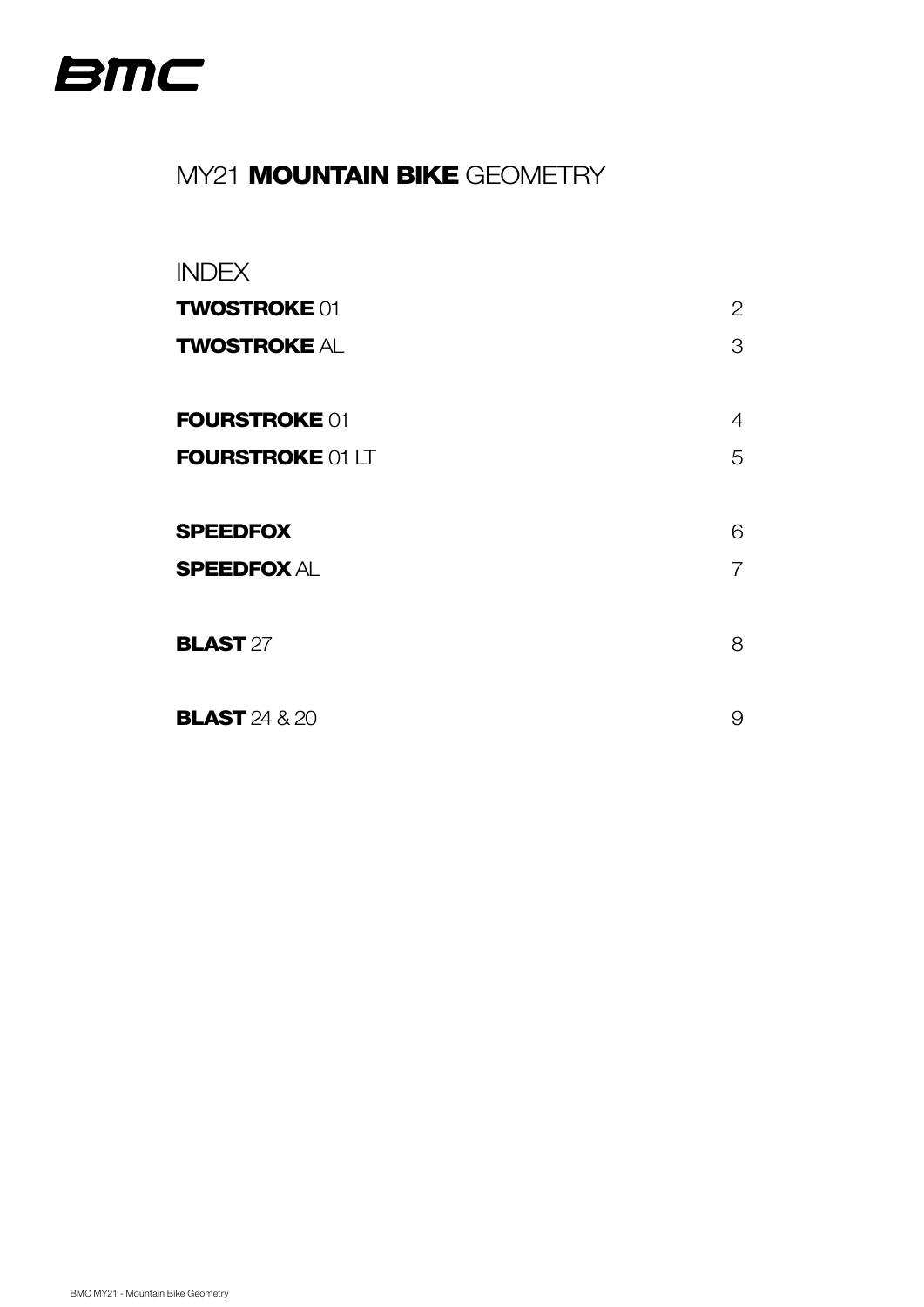# BMC

## MY21 **MOUNTAIN BIKE** GEOMETRY

### INDEX

| | |
|---|---|
| **TWOSTROKE** 01 | 2 |
| **TWOSTROKE** AL | 3 |
| **FOURSTROKE** 01 | 4 |
| **FOURSTROKE** 01 LT | 5 |
| **SPEEDFOX** | 6 |
| **SPEEDFOX** AL | 7 |
| **BLAST** 27 | 8 |
| **BLAST** 24 & 20 | 9 |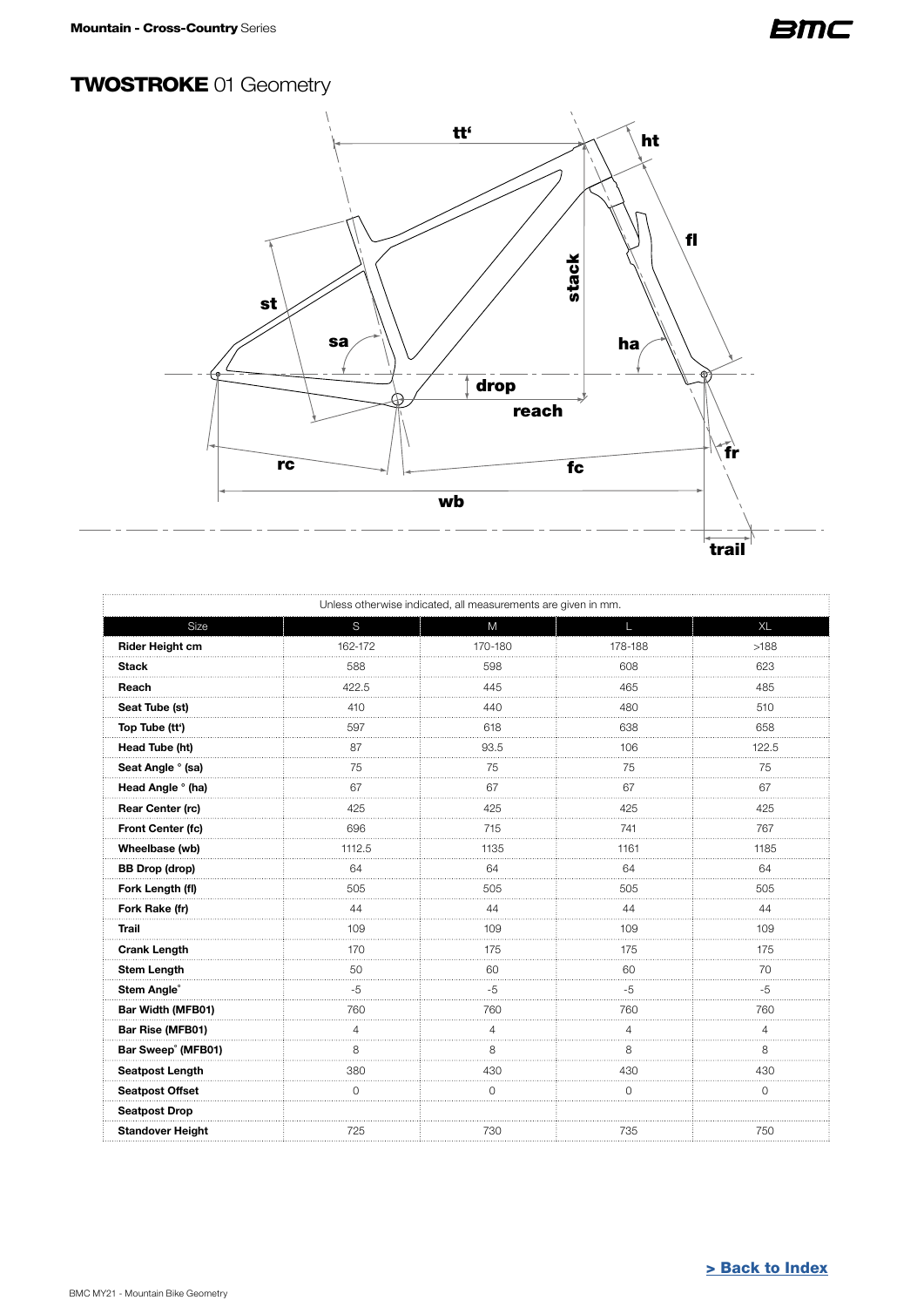# TWOSTROKE 01 Geometry

Unless otherwise indicated, all measurements are given in mm.

| Size | S | M | L | XL |
| --- | --- | --- | --- | --- |
| **Rider Height cm** | 162-172 | 170-180 | 178-188 | >188 |
| **Stack** | 588 | 598 | 608 | 623 |
| **Reach** | 422.5 | 445 | 465 | 485 |
| **Seat Tube (st)** | 410 | 440 | 480 | 510 |
| **Top Tube (tt')** | 597 | 618 | 638 | 658 |
| **Head Tube (ht)** | 87 | 93.5 | 106 | 122.5 |
| **Seat Angle ° (sa)** | 75 | 75 | 75 | 75 |
| **Head Angle ° (ha)** | 67 | 67 | 67 | 67 |
| **Rear Center (rc)** | 425 | 425 | 425 | 425 |
| **Front Center (fc)** | 696 | 715 | 741 | 767 |
| **Wheelbase (wb)** | 1112.5 | 1135 | 1161 | 1185 |
| **BB Drop (drop)** | 64 | 64 | 64 | 64 |
| **Fork Length (fl)** | 505 | 505 | 505 | 505 |
| **Fork Rake (fr)** | 44 | 44 | 44 | 44 |
| **Trail** | 109 | 109 | 109 | 109 |
| **Crank Length** | 170 | 175 | 175 | 175 |
| **Stem Length** | 50 | 60 | 60 | 70 |
| **Stem Angle°** | -5 | -5 | -5 | -5 |
| **Bar Width (MFB01)** | 760 | 760 | 760 | 760 |
| **Bar Rise (MFB01)** | 4 | 4 | 4 | 4 |
| **Bar Sweep° (MFB01)** | 8 | 8 | 8 | 8 |
| **Seatpost Length** | 380 | 430 | 430 | 430 |
| **Seatpost Offset** | 0 | 0 | 0 | 0 |
| **Seatpost Drop** | | | | |
| **Standover Height** | 725 | 730 | 735 | 750 |

[> Back to Index]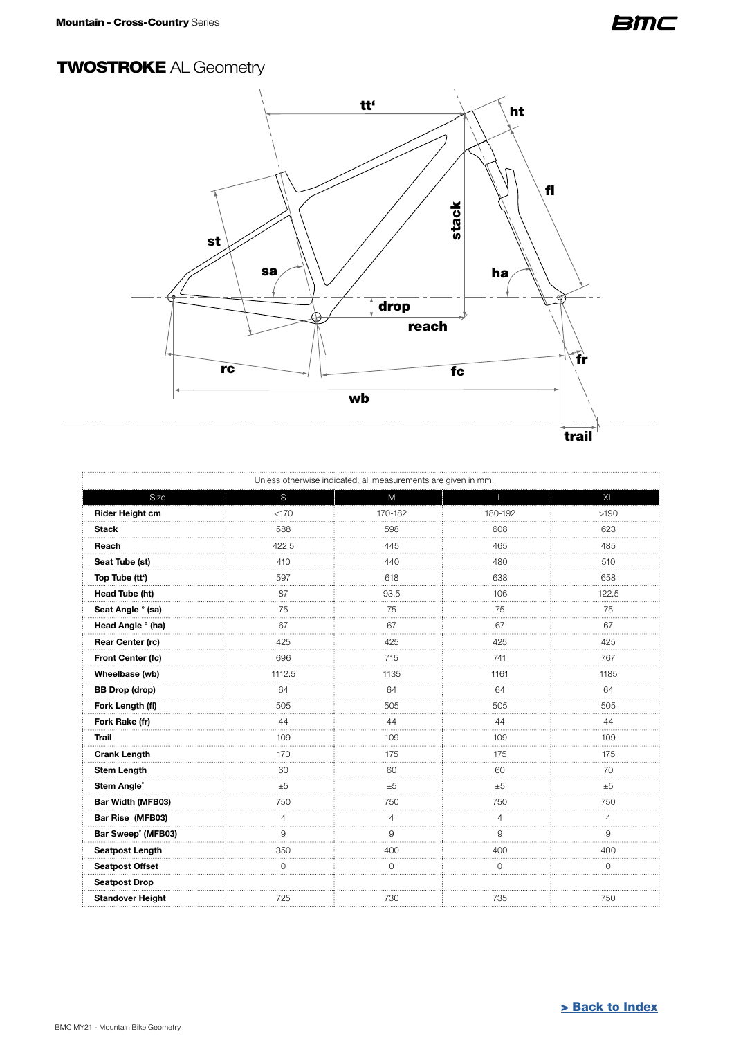**Mountain - Cross-Country** Series

## **TWOSTROKE** AL Geometry

tt' ht fl st stack sa ha drop reach rc fc fr wb trail

Unless otherwise indicated, all measurements are given in mm.

| Size | S | M | L | XL |
|---|---|---|---|---|
| **Rider Height cm** | <170 | 170-182 | 180-192 | >190 |
| **Stack** | 588 | 598 | 608 | 623 |
| **Reach** | 422.5 | 445 | 465 | 485 |
| **Seat Tube (st)** | 410 | 440 | 480 | 510 |
| **Top Tube (tt')** | 597 | 618 | 638 | 658 |
| **Head Tube (ht)** | 87 | 93.5 | 106 | 122.5 |
| **Seat Angle ° (sa)** | 75 | 75 | 75 | 75 |
| **Head Angle ° (ha)** | 67 | 67 | 67 | 67 |
| **Rear Center (rc)** | 425 | 425 | 425 | 425 |
| **Front Center (fc)** | 696 | 715 | 741 | 767 |
| **Wheelbase (wb)** | 1112.5 | 1135 | 1161 | 1185 |
| **BB Drop (drop)** | 64 | 64 | 64 | 64 |
| **Fork Length (fl)** | 505 | 505 | 505 | 505 |
| **Fork Rake (fr)** | 44 | 44 | 44 | 44 |
| **Trail** | 109 | 109 | 109 | 109 |
| **Crank Length** | 170 | 175 | 175 | 175 |
| **Stem Length** | 60 | 60 | 60 | 70 |
| **Stem Angle°** | ±5 | ±5 | ±5 | ±5 |
| **Bar Width (MFB03)** | 750 | 750 | 750 | 750 |
| **Bar Rise (MFB03)** | 4 | 4 | 4 | 4 |
| **Bar Sweep° (MFB03)** | 9 | 9 | 9 | 9 |
| **Seatpost Length** | 350 | 400 | 400 | 400 |
| **Seatpost Offset** | 0 | 0 | 0 | 0 |
| **Seatpost Drop** | | | | |
| **Standover Height** | 725 | 730 | 735 | 750 |

**> Back to Index**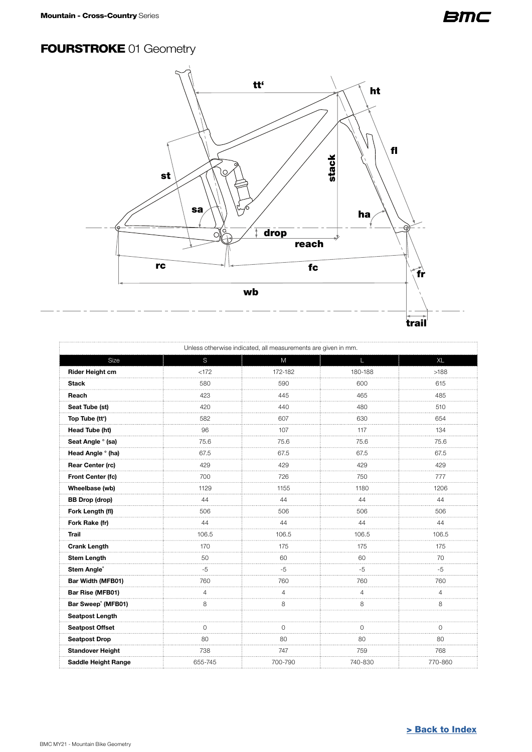# **FOURSTROKE** 01 Geometry

Unless otherwise indicated, all measurements are given in mm.

| Size | S | M | L | XL |
|---|---|---|---|---|
| **Rider Height cm** | <172 | 172-182 | 180-188 | >188 |
| **Stack** | 580 | 590 | 600 | 615 |
| **Reach** | 423 | 445 | 465 | 485 |
| **Seat Tube (st)** | 420 | 440 | 480 | 510 |
| **Top Tube (tt')** | 582 | 607 | 630 | 654 |
| **Head Tube (ht)** | 96 | 107 | 117 | 134 |
| **Seat Angle ° (sa)** | 75.6 | 75.6 | 75.6 | 75.6 |
| **Head Angle ° (ha)** | 67.5 | 67.5 | 67.5 | 67.5 |
| **Rear Center (rc)** | 429 | 429 | 429 | 429 |
| **Front Center (fc)** | 700 | 726 | 750 | 777 |
| **Wheelbase (wb)** | 1129 | 1155 | 1180 | 1206 |
| **BB Drop (drop)** | 44 | 44 | 44 | 44 |
| **Fork Length (fl)** | 506 | 506 | 506 | 506 |
| **Fork Rake (fr)** | 44 | 44 | 44 | 44 |
| **Trail** | 106.5 | 106.5 | 106.5 | 106.5 |
| **Crank Length** | 170 | 175 | 175 | 175 |
| **Stem Length** | 50 | 60 | 60 | 70 |
| **Stem Angle°** | -5 | -5 | -5 | -5 |
| **Bar Width (MFB01)** | 760 | 760 | 760 | 760 |
| **Bar Rise (MFB01)** | 4 | 4 | 4 | 4 |
| **Bar Sweep° (MFB01)** | 8 | 8 | 8 | 8 |
| **Seatpost Length** | | | | |
| **Seatpost Offset** | 0 | 0 | 0 | 0 |
| **Seatpost Drop** | 80 | 80 | 80 | 80 |
| **Standover Height** | 738 | 747 | 759 | 768 |
| **Saddle Height Range** | 655-745 | 700-790 | 740-830 | 770-860 |

**> Back to Index**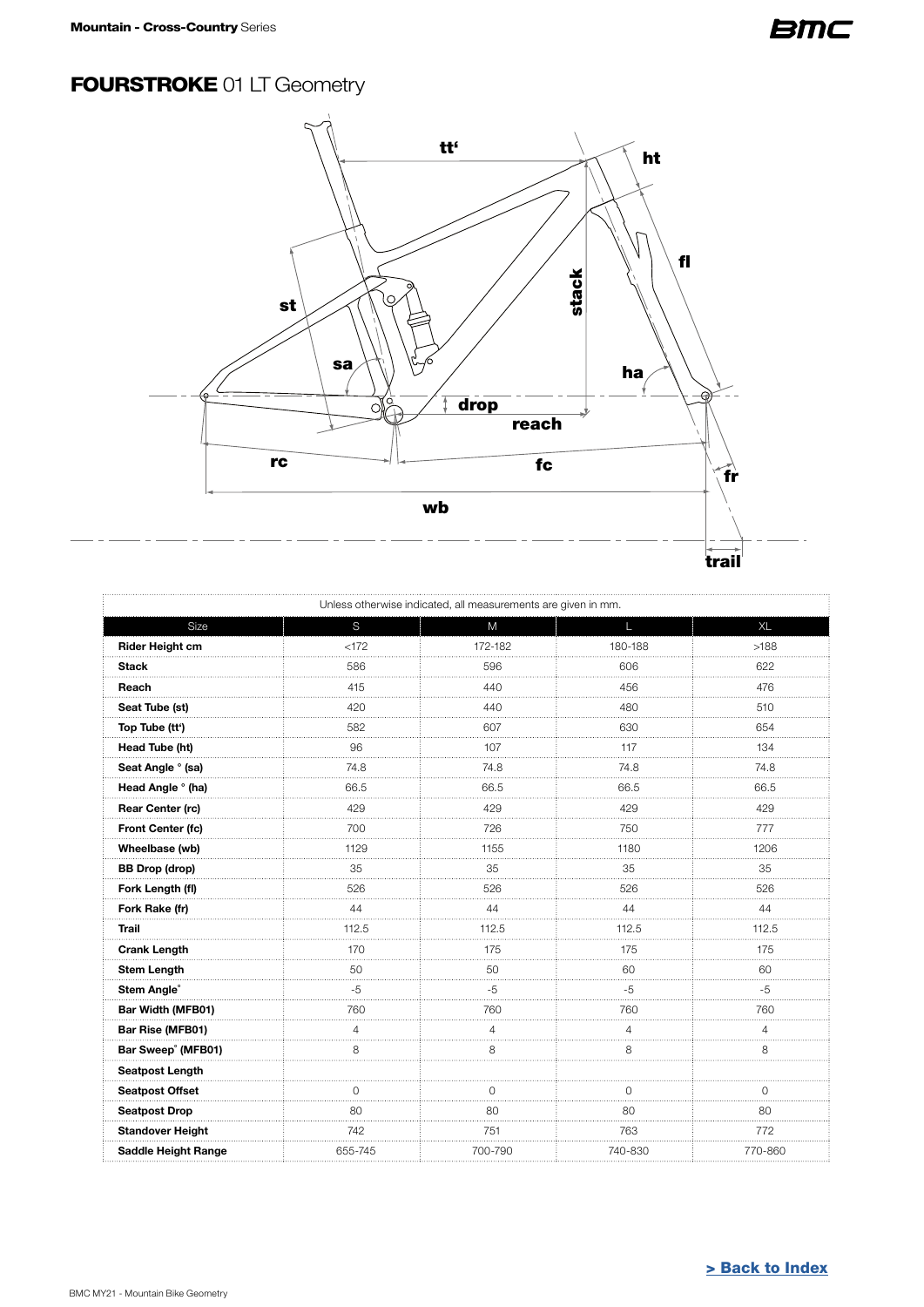**Mountain - Cross-Country** Series

## FOURSTROKE 01 LT Geometry

Unless otherwise indicated, all measurements are given in mm.

| Size | S | M | L | XL |
|---|---|---|---|---|
| **Rider Height cm** | <172 | 172-182 | 180-188 | >188 |
| **Stack** | 586 | 596 | 606 | 622 |
| **Reach** | 415 | 440 | 456 | 476 |
| **Seat Tube (st)** | 420 | 440 | 480 | 510 |
| **Top Tube (tt')** | 582 | 607 | 630 | 654 |
| **Head Tube (ht)** | 96 | 107 | 117 | 134 |
| **Seat Angle ° (sa)** | 74.8 | 74.8 | 74.8 | 74.8 |
| **Head Angle ° (ha)** | 66.5 | 66.5 | 66.5 | 66.5 |
| **Rear Center (rc)** | 429 | 429 | 429 | 429 |
| **Front Center (fc)** | 700 | 726 | 750 | 777 |
| **Wheelbase (wb)** | 1129 | 1155 | 1180 | 1206 |
| **BB Drop (drop)** | 35 | 35 | 35 | 35 |
| **Fork Length (fl)** | 526 | 526 | 526 | 526 |
| **Fork Rake (fr)** | 44 | 44 | 44 | 44 |
| **Trail** | 112.5 | 112.5 | 112.5 | 112.5 |
| **Crank Length** | 170 | 175 | 175 | 175 |
| **Stem Length** | 50 | 50 | 60 | 60 |
| **Stem Angle°** | -5 | -5 | -5 | -5 |
| **Bar Width (MFB01)** | 760 | 760 | 760 | 760 |
| **Bar Rise (MFB01)** | 4 | 4 | 4 | 4 |
| **Bar Sweep° (MFB01)** | 8 | 8 | 8 | 8 |
| **Seatpost Length** | | | | |
| **Seatpost Offset** | 0 | 0 | 0 | 0 |
| **Seatpost Drop** | 80 | 80 | 80 | 80 |
| **Standover Height** | 742 | 751 | 763 | 772 |
| **Saddle Height Range** | 655-745 | 700-790 | 740-830 | 770-860 |

> Back to Index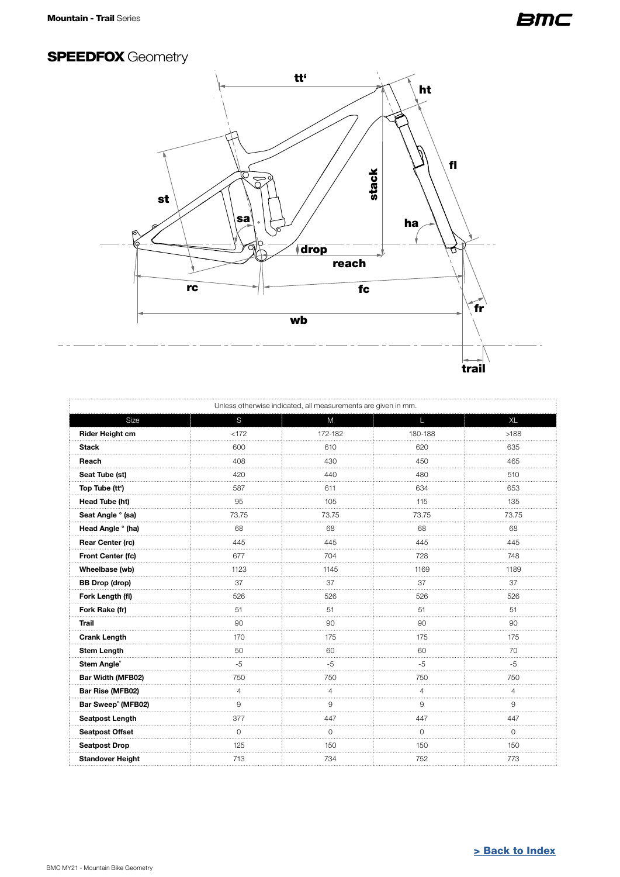**Mountain - Trail** Series

## **SPEEDFOX** Geometry

Unless otherwise indicated, all measurements are given in mm.

| Size | S | M | L | XL |
| --- | --- | --- | --- | --- |
| **Rider Height cm** | <172 | 172-182 | 180-188 | >188 |
| **Stack** | 600 | 610 | 620 | 635 |
| **Reach** | 408 | 430 | 450 | 465 |
| **Seat Tube (st)** | 420 | 440 | 480 | 510 |
| **Top Tube (tt')** | 587 | 611 | 634 | 653 |
| **Head Tube (ht)** | 95 | 105 | 115 | 135 |
| **Seat Angle ° (sa)** | 73.75 | 73.75 | 73.75 | 73.75 |
| **Head Angle ° (ha)** | 68 | 68 | 68 | 68 |
| **Rear Center (rc)** | 445 | 445 | 445 | 445 |
| **Front Center (fc)** | 677 | 704 | 728 | 748 |
| **Wheelbase (wb)** | 1123 | 1145 | 1169 | 1189 |
| **BB Drop (drop)** | 37 | 37 | 37 | 37 |
| **Fork Length (fl)** | 526 | 526 | 526 | 526 |
| **Fork Rake (fr)** | 51 | 51 | 51 | 51 |
| **Trail** | 90 | 90 | 90 | 90 |
| **Crank Length** | 170 | 175 | 175 | 175 |
| **Stem Length** | 50 | 60 | 60 | 70 |
| **Stem Angle°** | -5 | -5 | -5 | -5 |
| **Bar Width (MFB02)** | 750 | 750 | 750 | 750 |
| **Bar Rise (MFB02)** | 4 | 4 | 4 | 4 |
| **Bar Sweep° (MFB02)** | 9 | 9 | 9 | 9 |
| **Seatpost Length** | 377 | 447 | 447 | 447 |
| **Seatpost Offset** | 0 | 0 | 0 | 0 |
| **Seatpost Drop** | 125 | 150 | 150 | 150 |
| **Standover Height** | 713 | 734 | 752 | 773 |

**> Back to Index**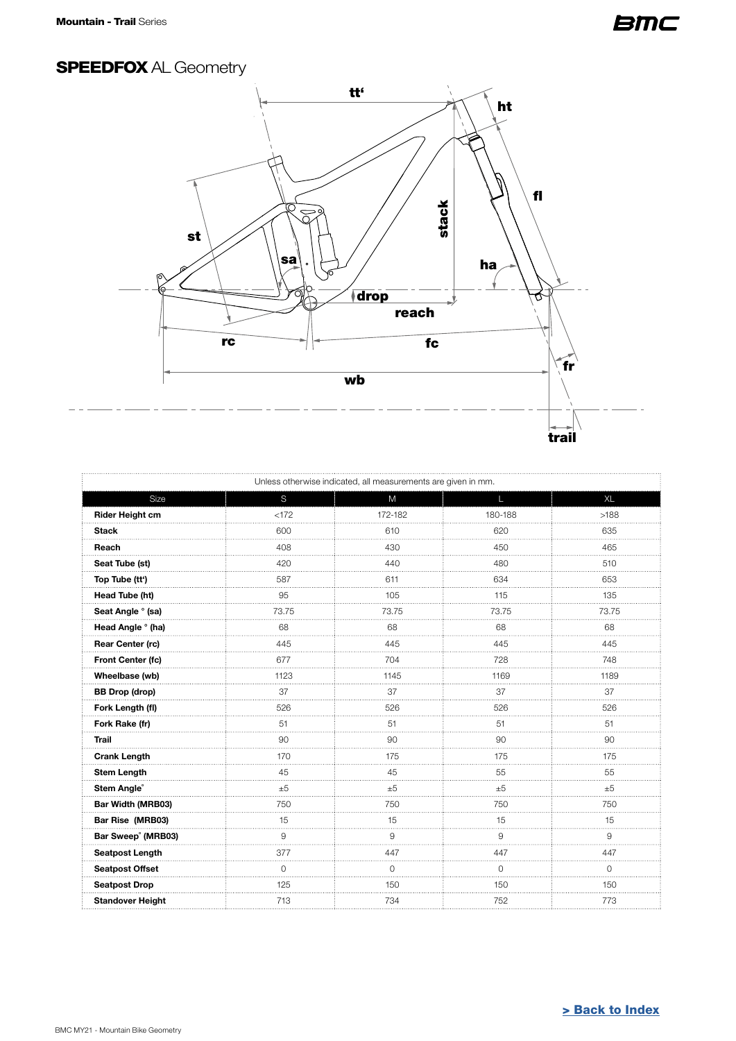## SPEEDFOX AL Geometry

Unless otherwise indicated, all measurements are given in mm.

| Size | S | M | L | XL |
|---|---|---|---|---|
| Rider Height cm | <172 | 172-182 | 180-188 | >188 |
| Stack | 600 | 610 | 620 | 635 |
| Reach | 408 | 430 | 450 | 465 |
| Seat Tube (st) | 420 | 440 | 480 | 510 |
| Top Tube (tt') | 587 | 611 | 634 | 653 |
| Head Tube (ht) | 95 | 105 | 115 | 135 |
| Seat Angle ° (sa) | 73.75 | 73.75 | 73.75 | 73.75 |
| Head Angle ° (ha) | 68 | 68 | 68 | 68 |
| Rear Center (rc) | 445 | 445 | 445 | 445 |
| Front Center (fc) | 677 | 704 | 728 | 748 |
| Wheelbase (wb) | 1123 | 1145 | 1169 | 1189 |
| BB Drop (drop) | 37 | 37 | 37 | 37 |
| Fork Length (fl) | 526 | 526 | 526 | 526 |
| Fork Rake (fr) | 51 | 51 | 51 | 51 |
| Trail | 90 | 90 | 90 | 90 |
| Crank Length | 170 | 175 | 175 | 175 |
| Stem Length | 45 | 45 | 55 | 55 |
| Stem Angle° | ±5 | ±5 | ±5 | ±5 |
| Bar Width (MRB03) | 750 | 750 | 750 | 750 |
| Bar Rise (MRB03) | 15 | 15 | 15 | 15 |
| Bar Sweep° (MRB03) | 9 | 9 | 9 | 9 |
| Seatpost Length | 377 | 447 | 447 | 447 |
| Seatpost Offset | 0 | 0 | 0 | 0 |
| Seatpost Drop | 125 | 150 | 150 | 150 |
| Standover Height | 713 | 734 | 752 | 773 |

> Back to Index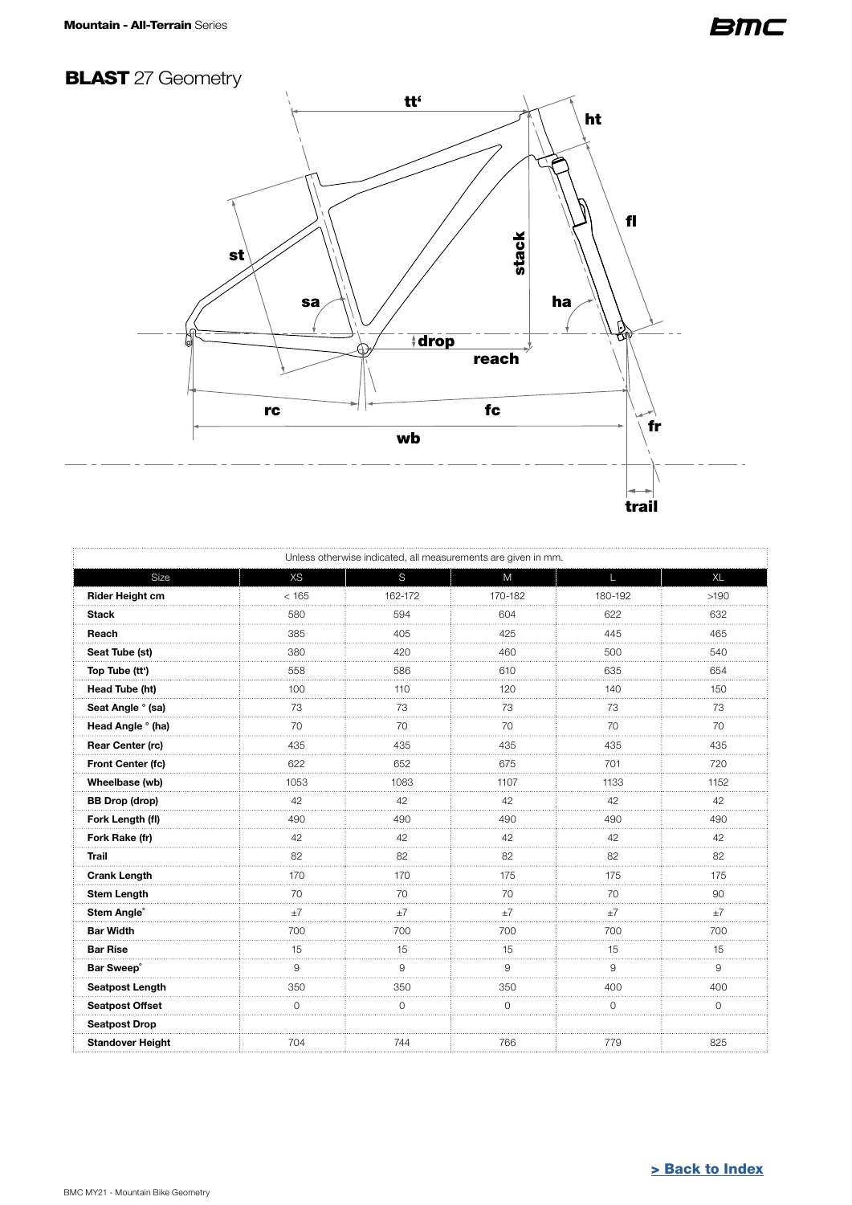Mountain - All-Terrain Series

# BLAST 27 Geometry

Unless otherwise indicated, all measurements are given in mm.

| Size | XS | S | M | L | XL |
|---|---|---|---|---|---|
| **Rider Height cm** | < 165 | 162-172 | 170-182 | 180-192 | >190 |
| **Stack** | 580 | 594 | 604 | 622 | 632 |
| **Reach** | 385 | 405 | 425 | 445 | 465 |
| **Seat Tube (st)** | 380 | 420 | 460 | 500 | 540 |
| **Top Tube (tt')** | 558 | 586 | 610 | 635 | 654 |
| **Head Tube (ht)** | 100 | 110 | 120 | 140 | 150 |
| **Seat Angle ° (sa)** | 73 | 73 | 73 | 73 | 73 |
| **Head Angle ° (ha)** | 70 | 70 | 70 | 70 | 70 |
| **Rear Center (rc)** | 435 | 435 | 435 | 435 | 435 |
| **Front Center (fc)** | 622 | 652 | 675 | 701 | 720 |
| **Wheelbase (wb)** | 1053 | 1083 | 1107 | 1133 | 1152 |
| **BB Drop (drop)** | 42 | 42 | 42 | 42 | 42 |
| **Fork Length (fl)** | 490 | 490 | 490 | 490 | 490 |
| **Fork Rake (fr)** | 42 | 42 | 42 | 42 | 42 |
| **Trail** | 82 | 82 | 82 | 82 | 82 |
| **Crank Length** | 170 | 170 | 175 | 175 | 175 |
| **Stem Length** | 70 | 70 | 70 | 70 | 90 |
| **Stem Angle°** | ±7 | ±7 | ±7 | ±7 | ±7 |
| **Bar Width** | 700 | 700 | 700 | 700 | 700 |
| **Bar Rise** | 15 | 15 | 15 | 15 | 15 |
| **Bar Sweep°** | 9 | 9 | 9 | 9 | 9 |
| **Seatpost Length** | 350 | 350 | 350 | 400 | 400 |
| **Seatpost Offset** | 0 | 0 | 0 | 0 | 0 |
| **Seatpost Drop** | | | | | |
| **Standover Height** | 704 | 744 | 766 | 779 | 825 |

> Back to Index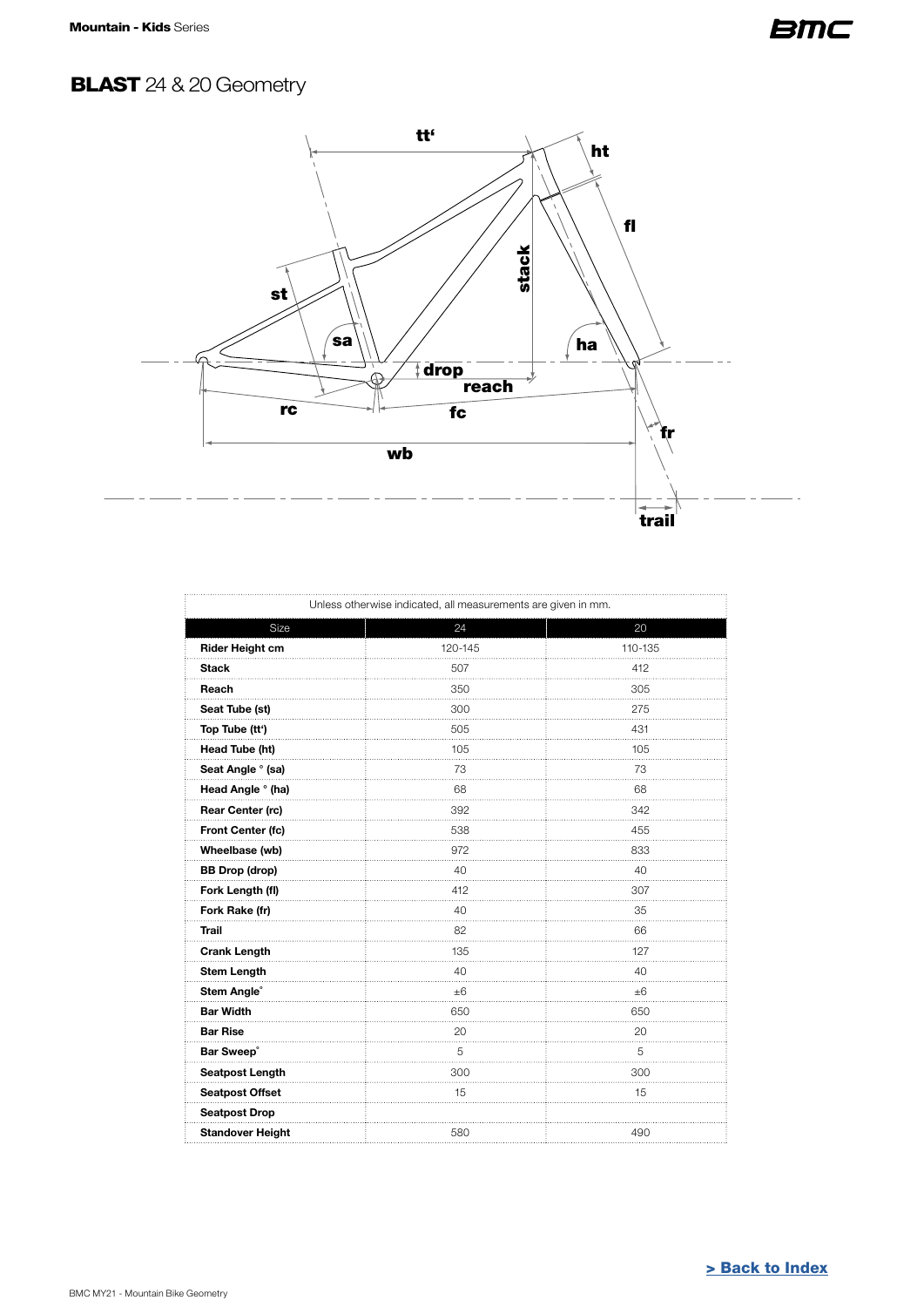**Mountain - Kids** Series

# **BLAST** 24 & 20 Geometry

tt'
ht
fl
st
stack
sa
ha
drop
reach
rc
fc
fr
wb
trail

Unless otherwise indicated, all measurements are given in mm.

| Size | 24 | 20 |
|---|---|---|
| **Rider Height cm** | 120-145 | 110-135 |
| **Stack** | 507 | 412 |
| **Reach** | 350 | 305 |
| **Seat Tube (st)** | 300 | 275 |
| **Top Tube (tt')** | 505 | 431 |
| **Head Tube (ht)** | 105 | 105 |
| **Seat Angle ° (sa)** | 73 | 73 |
| **Head Angle ° (ha)** | 68 | 68 |
| **Rear Center (rc)** | 392 | 342 |
| **Front Center (fc)** | 538 | 455 |
| **Wheelbase (wb)** | 972 | 833 |
| **BB Drop (drop)** | 40 | 40 |
| **Fork Length (fl)** | 412 | 307 |
| **Fork Rake (fr)** | 40 | 35 |
| **Trail** | 82 | 66 |
| **Crank Length** | 135 | 127 |
| **Stem Length** | 40 | 40 |
| **Stem Angle°** | ±6 | ±6 |
| **Bar Width** | 650 | 650 |
| **Bar Rise** | 20 | 20 |
| **Bar Sweep°** | 5 | 5 |
| **Seatpost Length** | 300 | 300 |
| **Seatpost Offset** | 15 | 15 |
| **Seatpost Drop** | | |
| **Standover Height** | 580 | 490 |

**> Back to Index**